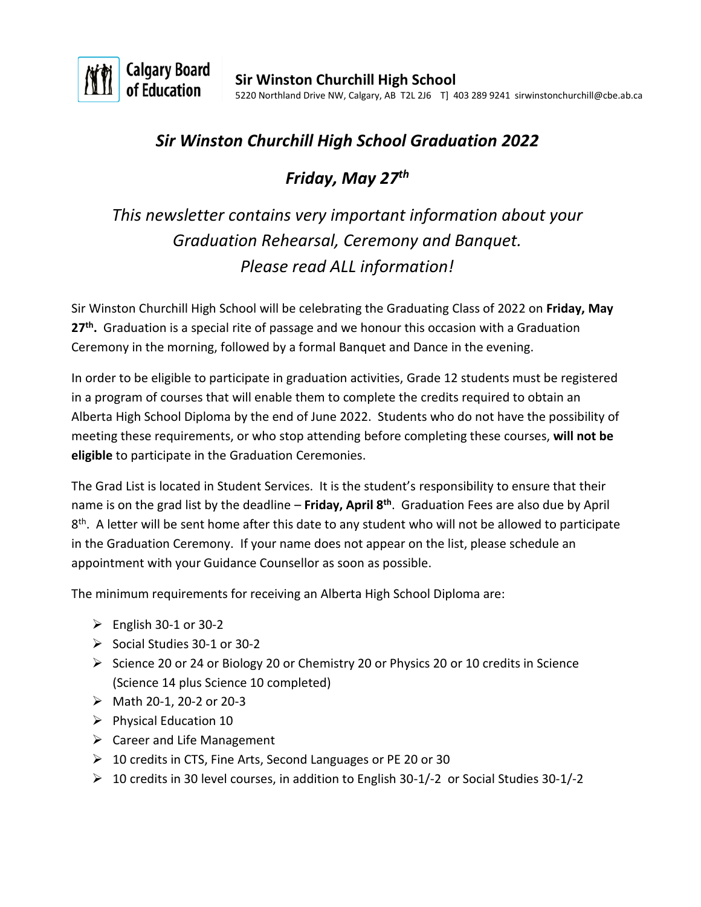Calgary Board of Education

**Sir Winston Churchill High School**
5220 Northland Drive NW, Calgary, AB T2L 2J6 T] 403 289 9241 sirwinstonchurchill@cbe.ab.ca

# *Sir Winston Churchill High School Graduation 2022*

## *Friday, May 27th*

### *This newsletter contains very important information about your Graduation Rehearsal, Ceremony and Banquet. Please read ALL information!*

Sir Winston Churchill High School will be celebrating the Graduating Class of 2022 on **Friday, May 27th.** Graduation is a special rite of passage and we honour this occasion with a Graduation Ceremony in the morning, followed by a formal Banquet and Dance in the evening.

In order to be eligible to participate in graduation activities, Grade 12 students must be registered in a program of courses that will enable them to complete the credits required to obtain an Alberta High School Diploma by the end of June 2022. Students who do not have the possibility of meeting these requirements, or who stop attending before completing these courses, **will not be eligible** to participate in the Graduation Ceremonies.

The Grad List is located in Student Services. It is the student's responsibility to ensure that their name is on the grad list by the deadline – **Friday, April 8th**. Graduation Fees are also due by April 8th. A letter will be sent home after this date to any student who will not be allowed to participate in the Graduation Ceremony. If your name does not appear on the list, please schedule an appointment with your Guidance Counsellor as soon as possible.

The minimum requirements for receiving an Alberta High School Diploma are:

- English 30-1 or 30-2
- Social Studies 30-1 or 30-2
- Science 20 or 24 or Biology 20 or Chemistry 20 or Physics 20 or 10 credits in Science (Science 14 plus Science 10 completed)
- Math 20-1, 20-2 or 20-3
- Physical Education 10
- Career and Life Management
- 10 credits in CTS, Fine Arts, Second Languages or PE 20 or 30
- 10 credits in 30 level courses, in addition to English 30-1/-2 or Social Studies 30-1/-2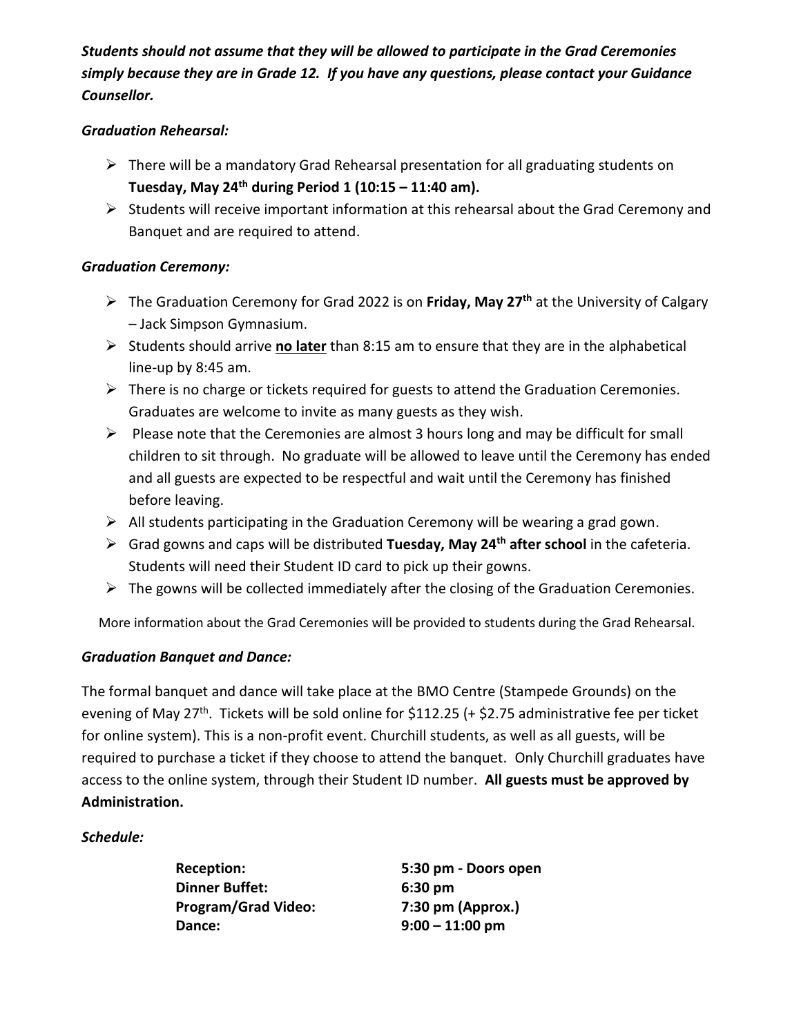***Students should not assume that they will be allowed to participate in the Grad Ceremonies simply because they are in Grade 12. If you have any questions, please contact your Guidance Counsellor.***

***Graduation Rehearsal:***

- There will be a mandatory Grad Rehearsal presentation for all graduating students on **Tuesday, May 24th during Period 1 (10:15 – 11:40 am).**
- Students will receive important information at this rehearsal about the Grad Ceremony and Banquet and are required to attend.

***Graduation Ceremony:***

- The Graduation Ceremony for Grad 2022 is on **Friday, May 27th** at the University of Calgary – Jack Simpson Gymnasium.
- Students should arrive **no later** than 8:15 am to ensure that they are in the alphabetical line-up by 8:45 am.
- There is no charge or tickets required for guests to attend the Graduation Ceremonies. Graduates are welcome to invite as many guests as they wish.
- Please note that the Ceremonies are almost 3 hours long and may be difficult for small children to sit through. No graduate will be allowed to leave until the Ceremony has ended and all guests are expected to be respectful and wait until the Ceremony has finished before leaving.
- All students participating in the Graduation Ceremony will be wearing a grad gown.
- Grad gowns and caps will be distributed **Tuesday, May 24th after school** in the cafeteria. Students will need their Student ID card to pick up their gowns.
- The gowns will be collected immediately after the closing of the Graduation Ceremonies.

More information about the Grad Ceremonies will be provided to students during the Grad Rehearsal.

***Graduation Banquet and Dance:***

The formal banquet and dance will take place at the BMO Centre (Stampede Grounds) on the evening of May 27th. Tickets will be sold online for $112.25 (+ $2.75 administrative fee per ticket for online system). This is a non-profit event. Churchill students, as well as all guests, will be required to purchase a ticket if they choose to attend the banquet. Only Churchill graduates have access to the online system, through their Student ID number. **All guests must be approved by Administration.**

***Schedule:***

| | |
|---|---|
| **Reception:** | **5:30 pm - Doors open** |
| **Dinner Buffet:** | **6:30 pm** |
| **Program/Grad Video:** | **7:30 pm (Approx.)** |
| **Dance:** | **9:00 – 11:00 pm** |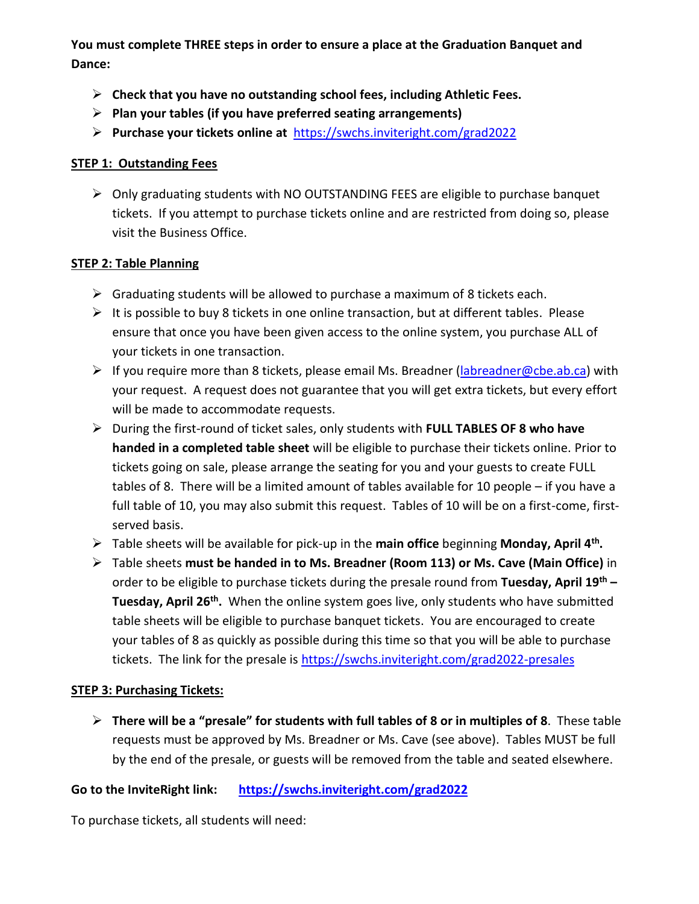**You must complete THREE steps in order to ensure a place at the Graduation Banquet and Dance:**

- **Check that you have no outstanding school fees, including Athletic Fees.**
- **Plan your tables (if you have preferred seating arrangements)**
- **Purchase your tickets online at** https://swchs.inviteright.com/grad2022

## STEP 1: Outstanding Fees

- Only graduating students with NO OUTSTANDING FEES are eligible to purchase banquet tickets. If you attempt to purchase tickets online and are restricted from doing so, please visit the Business Office.

## STEP 2: Table Planning

- Graduating students will be allowed to purchase a maximum of 8 tickets each.
- It is possible to buy 8 tickets in one online transaction, but at different tables. Please ensure that once you have been given access to the online system, you purchase ALL of your tickets in one transaction.
- If you require more than 8 tickets, please email Ms. Breadner (labreadner@cbe.ab.ca) with your request. A request does not guarantee that you will get extra tickets, but every effort will be made to accommodate requests.
- During the first-round of ticket sales, only students with **FULL TABLES OF 8 who have handed in a completed table sheet** will be eligible to purchase their tickets online. Prior to tickets going on sale, please arrange the seating for you and your guests to create FULL tables of 8. There will be a limited amount of tables available for 10 people – if you have a full table of 10, you may also submit this request. Tables of 10 will be on a first-come, first-served basis.
- Table sheets will be available for pick-up in the **main office** beginning **Monday, April 4th.**
- Table sheets **must be handed in to Ms. Breadner (Room 113) or Ms. Cave (Main Office)** in order to be eligible to purchase tickets during the presale round from **Tuesday, April 19th – Tuesday, April 26th.** When the online system goes live, only students who have submitted table sheets will be eligible to purchase banquet tickets. You are encouraged to create your tables of 8 as quickly as possible during this time so that you will be able to purchase tickets. The link for the presale is https://swchs.inviteright.com/grad2022-presales

## STEP 3: Purchasing Tickets:

- **There will be a "presale" for students with full tables of 8 or in multiples of 8**. These table requests must be approved by Ms. Breadner or Ms. Cave (see above). Tables MUST be full by the end of the presale, or guests will be removed from the table and seated elsewhere.

**Go to the InviteRight link: https://swchs.inviteright.com/grad2022**

To purchase tickets, all students will need: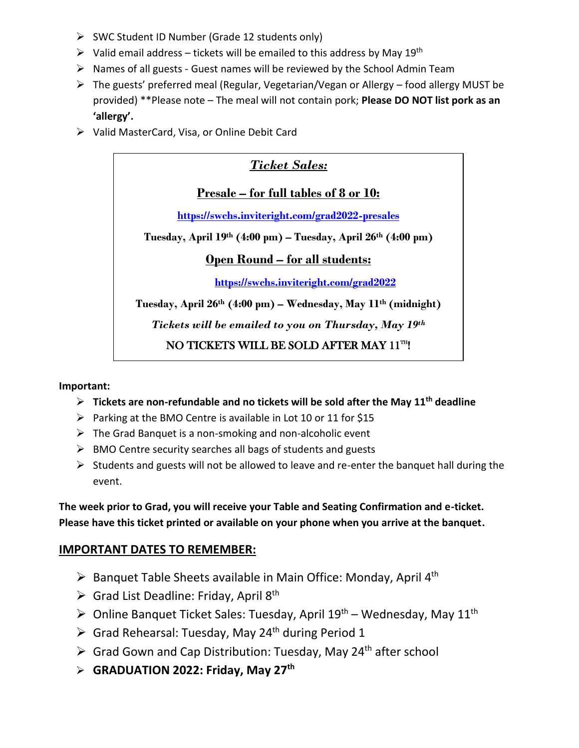- SWC Student ID Number (Grade 12 students only)
- Valid email address – tickets will be emailed to this address by May 19th
- Names of all guests - Guest names will be reviewed by the School Admin Team
- The guests' preferred meal (Regular, Vegetarian/Vegan or Allergy – food allergy MUST be provided) **Please note – The meal will not contain pork; **Please DO NOT list pork as an 'allergy'.**
- Valid MasterCard, Visa, or Online Debit Card

***Ticket Sales:***

**Presale – for full tables of 8 or 10:**

**https://swchs.inviteright.com/grad2022-presales**

**Tuesday, April 19th (4:00 pm) – Tuesday, April 26th (4:00 pm)**

**Open Round – for all students:**

**https://swchs.inviteright.com/grad2022**

**Tuesday, April 26th (4:00 pm) – Wednesday, May 11th (midnight)**

***Tickets will be emailed to you on Thursday, May 19th***

NO TICKETS WILL BE SOLD AFTER MAY 11TH!

**Important:**

- **Tickets are non-refundable and no tickets will be sold after the May 11th deadline**
- Parking at the BMO Centre is available in Lot 10 or 11 for $15
- The Grad Banquet is a non-smoking and non-alcoholic event
- BMO Centre security searches all bags of students and guests
- Students and guests will not be allowed to leave and re-enter the banquet hall during the event.

**The week prior to Grad, you will receive your Table and Seating Confirmation and e-ticket. Please have this ticket printed or available on your phone when you arrive at the banquet.**

## IMPORTANT DATES TO REMEMBER:

- Banquet Table Sheets available in Main Office: Monday, April 4th
- Grad List Deadline: Friday, April 8th
- Online Banquet Ticket Sales: Tuesday, April 19th – Wednesday, May 11th
- Grad Rehearsal: Tuesday, May 24th during Period 1
- Grad Gown and Cap Distribution: Tuesday, May 24th after school
- **GRADUATION 2022: Friday, May 27th**